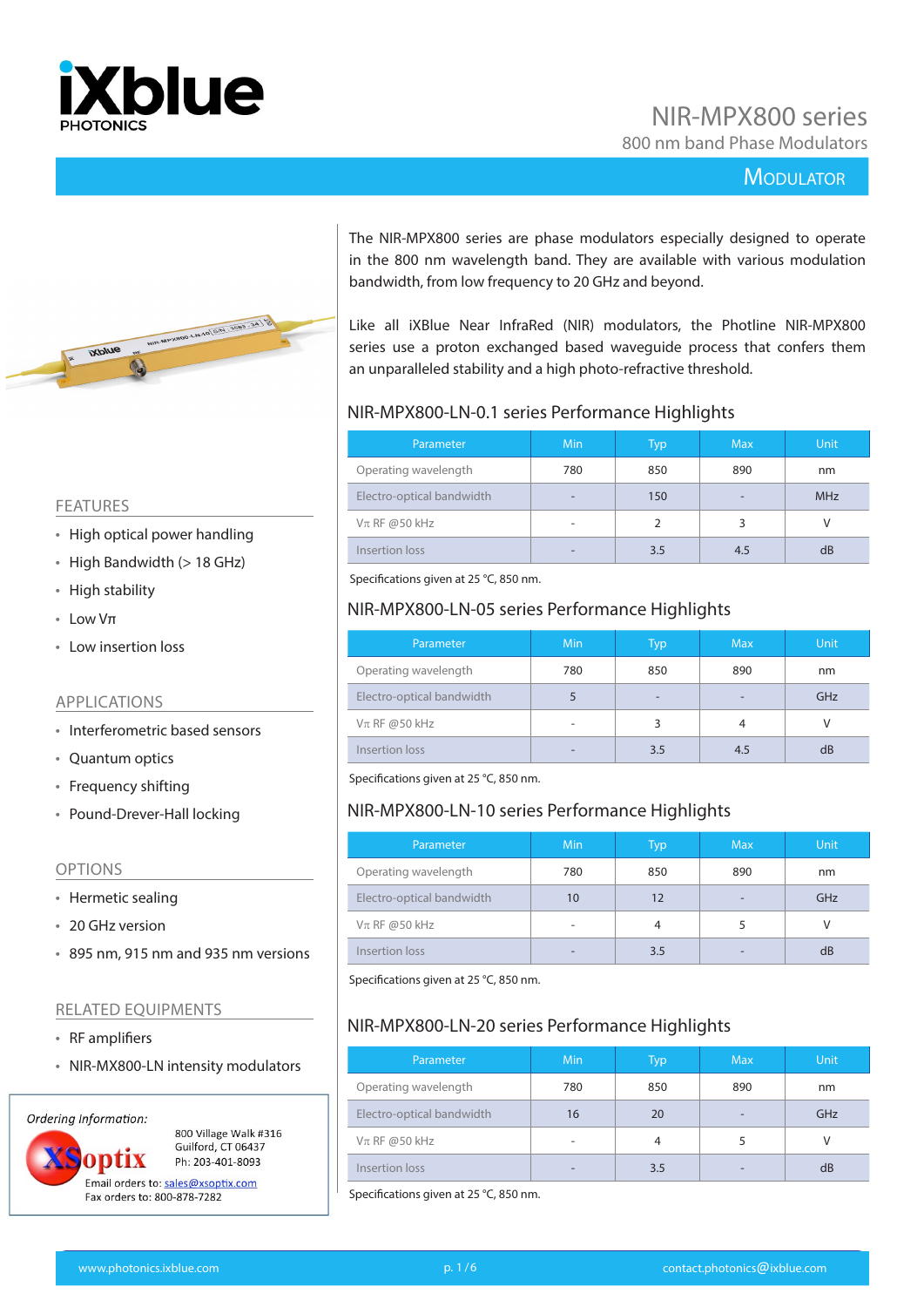# NIR-MPX800 series

## 800 nm band Phase Modulators

MODULATOR

The NIR-MPX800 series are phase modulators especially designed to operate in the 800 nm wavelength band. They are available with various modulation bandwidth, from low frequency to 20 GHz and beyond.

Like all iXBlue Near InfraRed (NIR) modulators, the Photline NIR-MPX800 series use a proton exchanged based waveguide process that confers them an unparalleled stability and a high photo-refractive threshold.

### FEATURES

- High optical power handling
- High Bandwidth (> 18 GHz)
- High stability
- Low Vπ
- Low insertion loss

### APPLICATIONS

- Interferometric based sensors
- Quantum optics
- Frequency shifting
- Pound-Drever-Hall locking

### OPTIONS

- Hermetic sealing
- 20 GHz version
- 895 nm, 915 nm and 935 nm versions

### RELATED EQUIPMENTS

- RF amplifiers
- NIR-MX800-LN intensity modulators

*Ordering Information:*

XSoptix
800 Village Walk #316
Guilford, CT 06437
Ph: 203-401-8093
Email orders to: sales@xsoptix.com
Fax orders to: 800-878-7282

### NIR-MPX800-LN-0.1 series Performance Highlights

| Parameter | Min | Typ | Max | Unit |
|---|---|---|---|---|
| Operating wavelength | 780 | 850 | 890 | nm |
| Electro-optical bandwidth | - | 150 | - | MHz |
| Vπ RF @50 kHz | - | 2 | 3 | V |
| Insertion loss | - | 3.5 | 4.5 | dB |

Specifications given at 25 °C, 850 nm.

### NIR-MPX800-LN-05 series Performance Highlights

| Parameter | Min | Typ | Max | Unit |
|---|---|---|---|---|
| Operating wavelength | 780 | 850 | 890 | nm |
| Electro-optical bandwidth | 5 | - | - | GHz |
| Vπ RF @50 kHz | - | 3 | 4 | V |
| Insertion loss | - | 3.5 | 4.5 | dB |

Specifications given at 25 °C, 850 nm.

### NIR-MPX800-LN-10 series Performance Highlights

| Parameter | Min | Typ | Max | Unit |
|---|---|---|---|---|
| Operating wavelength | 780 | 850 | 890 | nm |
| Electro-optical bandwidth | 10 | 12 | - | GHz |
| Vπ RF @50 kHz | - | 4 | 5 | V |
| Insertion loss | - | 3.5 | - | dB |

Specifications given at 25 °C, 850 nm.

### NIR-MPX800-LN-20 series Performance Highlights

| Parameter | Min | Typ | Max | Unit |
|---|---|---|---|---|
| Operating wavelength | 780 | 850 | 890 | nm |
| Electro-optical bandwidth | 16 | 20 | - | GHz |
| Vπ RF @50 kHz | - | 4 | 5 | V |
| Insertion loss | - | 3.5 | - | dB |

Specifications given at 25 °C, 850 nm.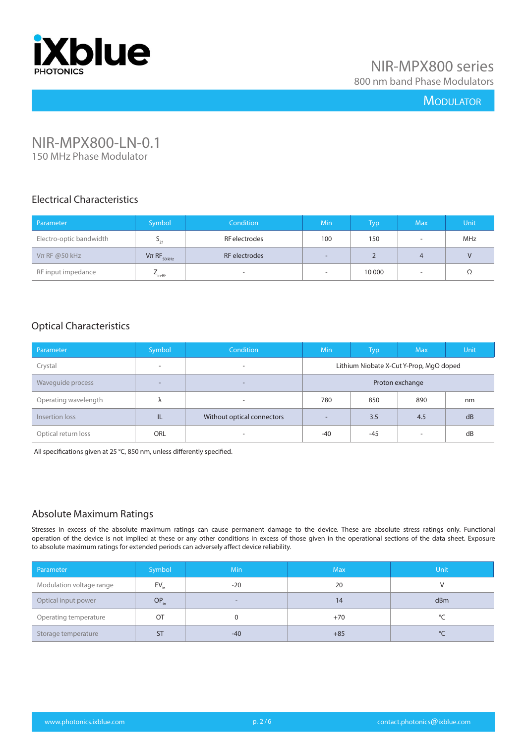# NIR-MPX800-LN-0.1

150 MHz Phase Modulator

## Electrical Characteristics

| Parameter | Symbol | Condition | Min | Typ | Max | Unit |
|---|---|---|---|---|---|---|
| Electro-optic bandwidth | $S_{21}$ | RF electrodes | 100 | 150 | - | MHz |
| Vπ RF @50 kHz | $V\pi\ RF_{50\ kHz}$ | RF electrodes | - | 2 | 4 | V |
| RF input impedance | $Z_{in\text{-}RF}$ | - | - | 10 000 | - | Ω |

## Optical Characteristics

| Parameter | Symbol | Condition | Min | Typ | Max | Unit |
|---|---|---|---|---|---|---|
| Crystal | - | - | Lithium Niobate X-Cut Y-Prop, MgO doped | | | |
| Waveguide process | - | - | Proton exchange | | | |
| Operating wavelength | λ | - | 780 | 850 | 890 | nm |
| Insertion loss | IL | Without optical connectors | - | 3.5 | 4.5 | dB |
| Optical return loss | ORL | - | -40 | -45 | - | dB |

All specifications given at 25 °C, 850 nm, unless differently specified.

## Absolute Maximum Ratings

Stresses in excess of the absolute maximum ratings can cause permanent damage to the device. These are absolute stress ratings only. Functional operation of the device is not implied at these or any other conditions in excess of those given in the operational sections of the data sheet. Exposure to absolute maximum ratings for extended periods can adversely affect device reliability.

| Parameter | Symbol | Min | Max | Unit |
|---|---|---|---|---|
| Modulation voltage range | $EV_{in}$ | -20 | 20 | V |
| Optical input power | $OP_{in}$ | - | 14 | dBm |
| Operating temperature | OT | 0 | +70 | °C |
| Storage temperature | ST | -40 | +85 | °C |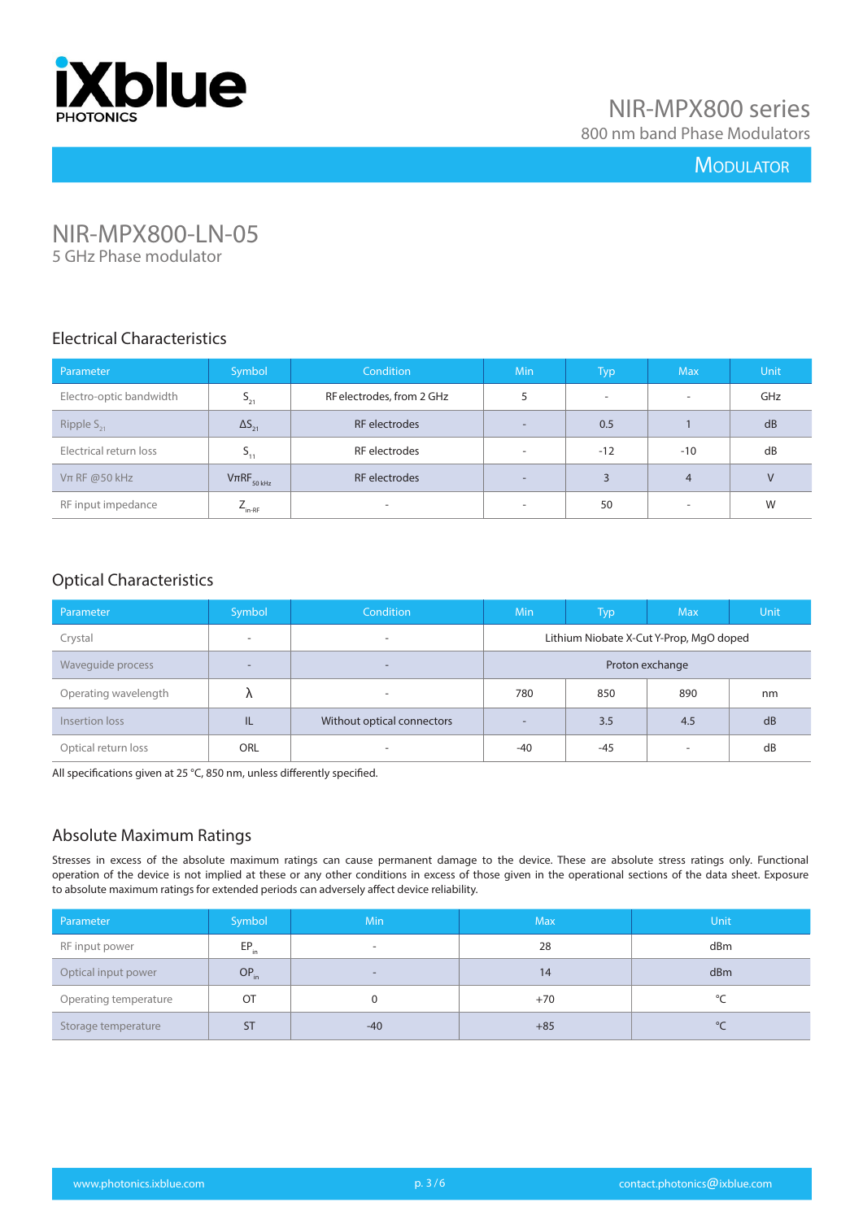# NIR-MPX800 series

800 nm band Phase Modulators

MODULATOR

## NIR-MPX800-LN-05

5 GHz Phase modulator

### Electrical Characteristics

| Parameter | Symbol | Condition | Min | Typ | Max | Unit |
|---|---|---|---|---|---|---|
| Electro-optic bandwidth | $S_{21}$ | RF electrodes, from 2 GHz | 5 | - | - | GHz |
| Ripple $S_{21}$ | $\Delta S_{21}$ | RF electrodes | - | 0.5 | 1 | dB |
| Electrical return loss | $S_{11}$ | RF electrodes | - | -12 | -10 | dB |
| Vπ RF @50 kHz | $V\pi RF_{50\ kHz}$ | RF electrodes | - | 3 | 4 | V |
| RF input impedance | $Z_{in\text{-}RF}$ | - | - | 50 | - | W |

### Optical Characteristics

| Parameter | Symbol | Condition | Min | Typ | Max | Unit |
|---|---|---|---|---|---|---|
| Crystal | - | - | Lithium Niobate X-Cut Y-Prop, MgO doped | | | |
| Waveguide process | - | - | Proton exchange | | | |
| Operating wavelength | λ | - | 780 | 850 | 890 | nm |
| Insertion loss | IL | Without optical connectors | - | 3.5 | 4.5 | dB |
| Optical return loss | ORL | - | -40 | -45 | - | dB |

All specifications given at 25 °C, 850 nm, unless differently specified.

### Absolute Maximum Ratings

Stresses in excess of the absolute maximum ratings can cause permanent damage to the device. These are absolute stress ratings only. Functional operation of the device is not implied at these or any other conditions in excess of those given in the operational sections of the data sheet. Exposure to absolute maximum ratings for extended periods can adversely affect device reliability.

| Parameter | Symbol | Min | Max | Unit |
|---|---|---|---|---|
| RF input power | $EP_{in}$ | - | 28 | dBm |
| Optical input power | $OP_{in}$ | - | 14 | dBm |
| Operating temperature | OT | 0 | +70 | °C |
| Storage temperature | ST | -40 | +85 | °C |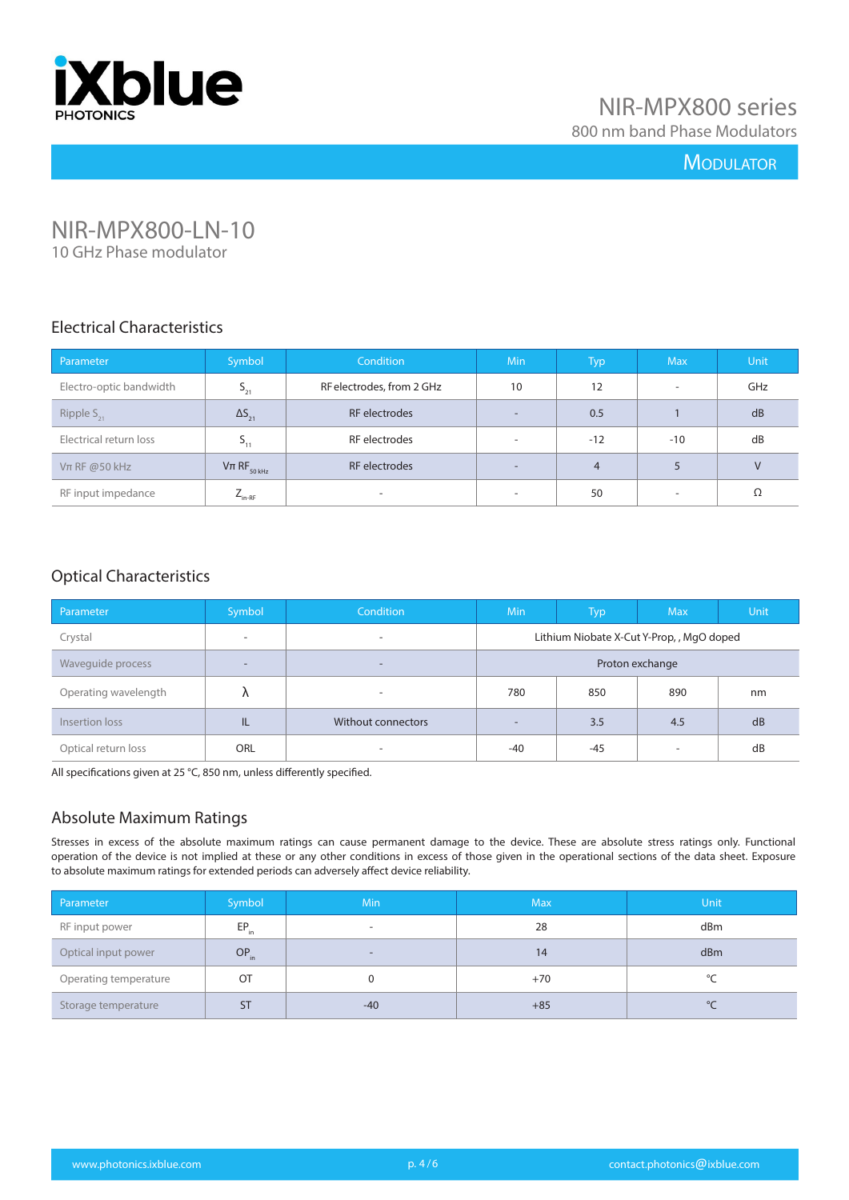# NIR-MPX800-LN-10

10 GHz Phase modulator

## Electrical Characteristics

| Parameter | Symbol | Condition | Min | Typ | Max | Unit |
|---|---|---|---|---|---|---|
| Electro-optic bandwidth | $S_{21}$ | RF electrodes, from 2 GHz | 10 | 12 | - | GHz |
| Ripple $S_{21}$ | $\Delta S_{21}$ | RF electrodes | - | 0.5 | 1 | dB |
| Electrical return loss | $S_{11}$ | RF electrodes | - | -12 | -10 | dB |
| Vπ RF @50 kHz | $V\pi\ RF_{50\ kHz}$ | RF electrodes | - | 4 | 5 | V |
| RF input impedance | $Z_{in-RF}$ | - | - | 50 | - | Ω |

## Optical Characteristics

| Parameter | Symbol | Condition | Min | Typ | Max | Unit |
|---|---|---|---|---|---|---|
| Crystal | - | - | Lithium Niobate X-Cut Y-Prop, , MgO doped | | | |
| Waveguide process | - | - | Proton exchange | | | |
| Operating wavelength | λ | - | 780 | 850 | 890 | nm |
| Insertion loss | IL | Without connectors | - | 3.5 | 4.5 | dB |
| Optical return loss | ORL | - | -40 | -45 | - | dB |

All specifications given at 25 °C, 850 nm, unless differently specified.

## Absolute Maximum Ratings

Stresses in excess of the absolute maximum ratings can cause permanent damage to the device. These are absolute stress ratings only. Functional operation of the device is not implied at these or any other conditions in excess of those given in the operational sections of the data sheet. Exposure to absolute maximum ratings for extended periods can adversely affect device reliability.

| Parameter | Symbol | Min | Max | Unit |
|---|---|---|---|---|
| RF input power | $EP_{in}$ | - | 28 | dBm |
| Optical input power | $OP_{in}$ | - | 14 | dBm |
| Operating temperature | OT | 0 | +70 | °C |
| Storage temperature | ST | -40 | +85 | °C |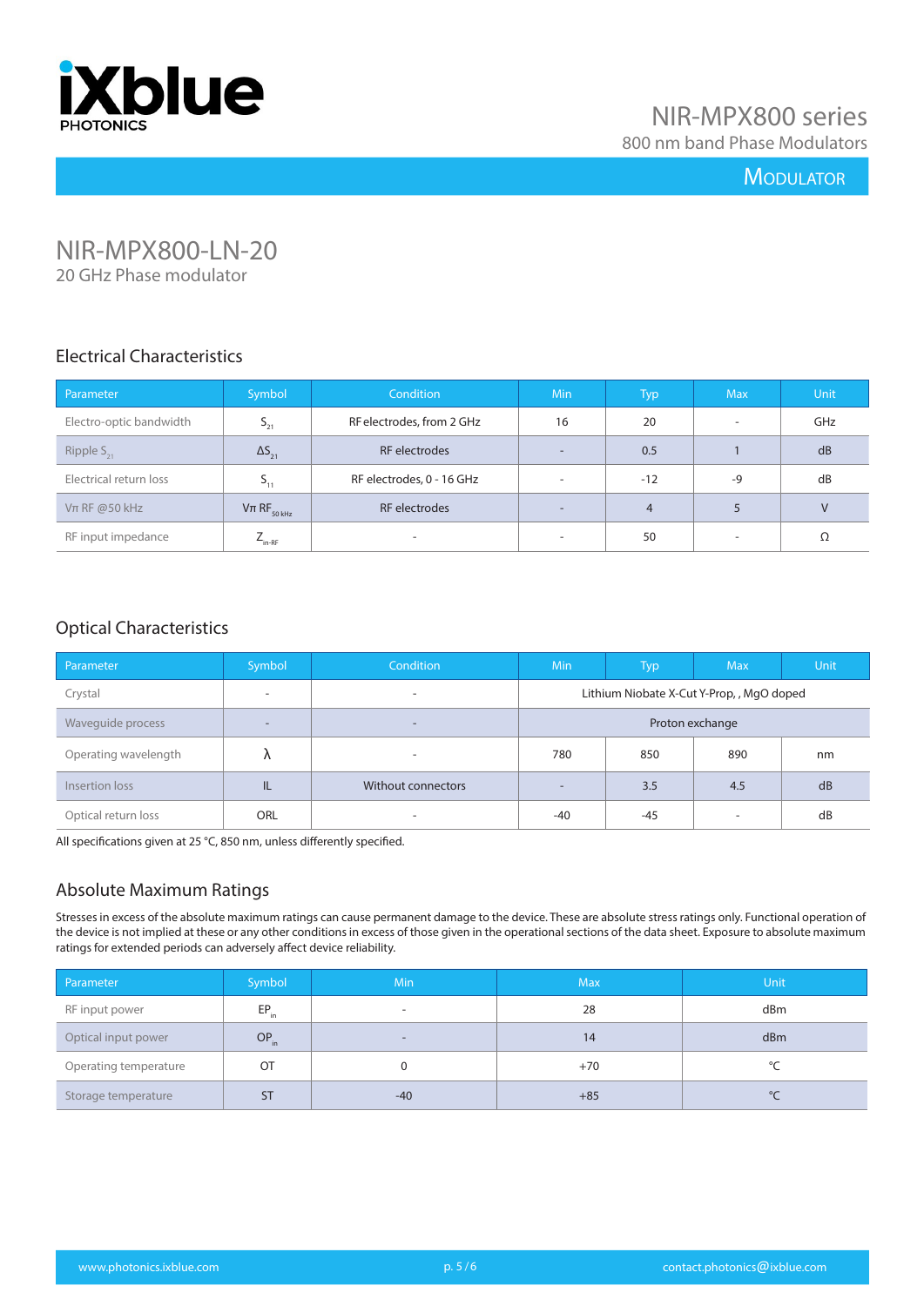# NIR-MPX800-LN-20

20 GHz Phase modulator

## Electrical Characteristics

| Parameter | Symbol | Condition | Min | Typ | Max | Unit |
|---|---|---|---|---|---|---|
| Electro-optic bandwidth | $S_{21}$ | RF electrodes, from 2 GHz | 16 | 20 | - | GHz |
| Ripple $S_{21}$ | $\Delta S_{21}$ | RF electrodes | - | 0.5 | 1 | dB |
| Electrical return loss | $S_{11}$ | RF electrodes, 0 - 16 GHz | - | -12 | -9 | dB |
| Vπ RF @50 kHz | $V\pi\ RF_{50\ kHz}$ | RF electrodes | - | 4 | 5 | V |
| RF input impedance | $Z_{in-RF}$ | - | - | 50 | - | Ω |

## Optical Characteristics

| Parameter | Symbol | Condition | Min | Typ | Max | Unit |
|---|---|---|---|---|---|---|
| Crystal | - | - | Lithium Niobate X-Cut Y-Prop, , MgO doped | | | |
| Waveguide process | - | - | Proton exchange | | | |
| Operating wavelength | λ | - | 780 | 850 | 890 | nm |
| Insertion loss | IL | Without connectors | - | 3.5 | 4.5 | dB |
| Optical return loss | ORL | - | -40 | -45 | - | dB |

All specifications given at 25 °C, 850 nm, unless differently specified.

## Absolute Maximum Ratings

Stresses in excess of the absolute maximum ratings can cause permanent damage to the device. These are absolute stress ratings only. Functional operation of the device is not implied at these or any other conditions in excess of those given in the operational sections of the data sheet. Exposure to absolute maximum ratings for extended periods can adversely affect device reliability.

| Parameter | Symbol | Min | Max | Unit |
|---|---|---|---|---|
| RF input power | $EP_{in}$ | - | 28 | dBm |
| Optical input power | $OP_{in}$ | - | 14 | dBm |
| Operating temperature | OT | 0 | +70 | °C |
| Storage temperature | ST | -40 | +85 | °C |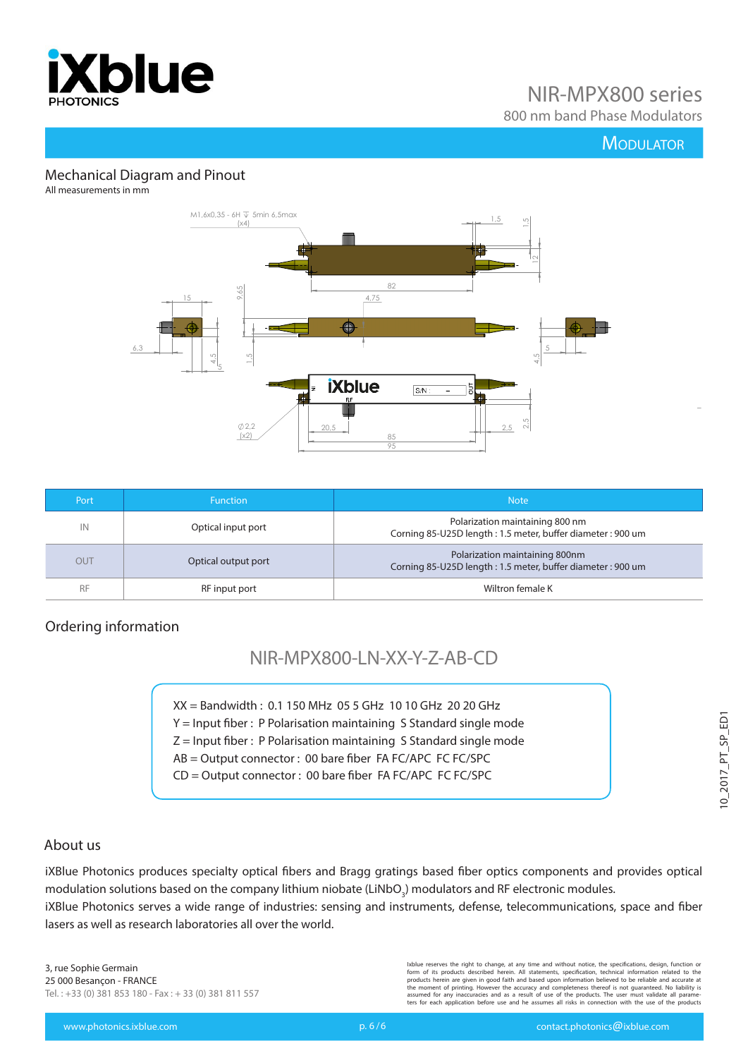## Mechanical Diagram and Pinout

All measurements in mm

M1,6x0,35 - 6H ↧ 5min 6,5max
(x4)

1,5
1,5
12
82
9,65
4,75
15
6,3
4,5
5
1,5
5
4,5
iXblue
S/N : –
IN
OUT
RF
∅2,2
(x2)
20,5
85
95
2,5
2,5

| Port | Function | Note |
|---|---|---|
| IN | Optical input port | Polarization maintaining 800 nm<br>Corning 85-U25D length : 1.5 meter, buffer diameter : 900 um |
| OUT | Optical output port | Polarization maintaining 800nm<br>Corning 85-U25D length : 1.5 meter, buffer diameter : 900 um |
| RF | RF input port | Wiltron female K |

## Ordering information

NIR-MPX800-LN-XX-Y-Z-AB-CD

XX = Bandwidth : 0.1 150 MHz 05 5 GHz 10 10 GHz 20 20 GHz
Y = Input fiber : P Polarisation maintaining S Standard single mode
Z = Input fiber : P Polarisation maintaining S Standard single mode
AB = Output connector : 00 bare fiber FA FC/APC FC FC/SPC
CD = Output connector : 00 bare fiber FA FC/APC FC FC/SPC

## About us

iXBlue Photonics produces specialty optical fibers and Bragg gratings based fiber optics components and provides optical modulation solutions based on the company lithium niobate ($LiNbO_3$) modulators and RF electronic modules.
iXBlue Photonics serves a wide range of industries: sensing and instruments, defense, telecommunications, space and fiber lasers as well as research laboratories all over the world.

3, rue Sophie Germain
25 000 Besançon - FRANCE
Tel. : +33 (0) 381 853 180 - Fax : + 33 (0) 381 811 557

Ixblue reserves the right to change, at any time and without notice, the specifications, design, function or form of its products described herein. All statements, specification, technical information related to the products herein are given in good faith and based upon information believed to be reliable and accurate at the moment of printing. However the accuracy and completeness thereof is not guaranteed. No liability is assumed for any inaccuracies and as a result of use of the products. The user must validate all parameters for each application before use and he assumes all risks in connection with the use of the products

www.photonics.ixblue.com

contact.photonics@ixblue.com

10_2017_PT_SP_ED1